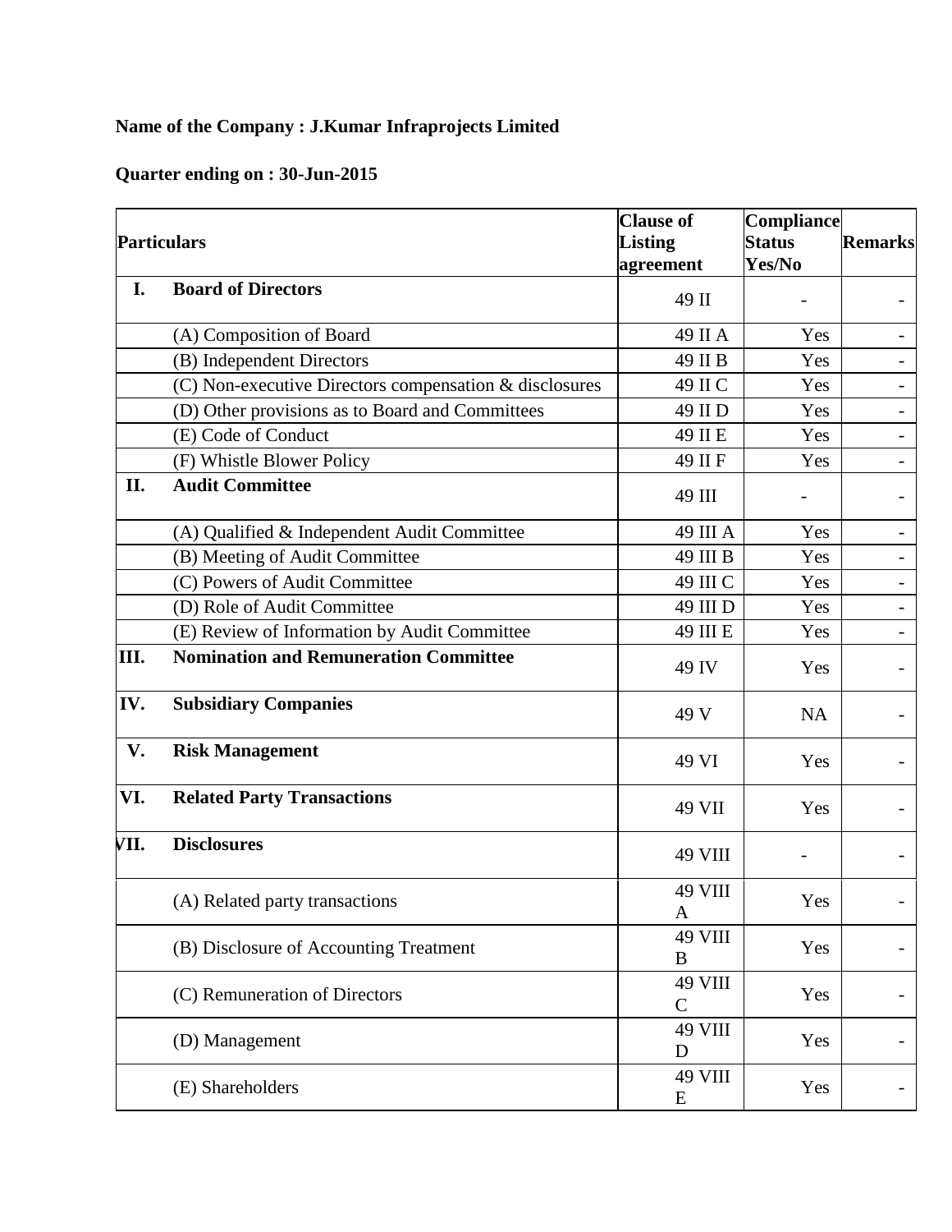**Name of the Company : J.Kumar Infraprojects Limited**

**Quarter ending on : 30-Jun-2015**

| Particulars | | Clause of Listing agreement | Compliance Status Yes/No | Remarks |
|---|---|---|---|---|
| **I.** | **Board of Directors** | 49 II | - | - |
| | (A) Composition of Board | 49 II A | Yes | - |
| | (B) Independent Directors | 49 II B | Yes | - |
| | (C) Non-executive Directors compensation & disclosures | 49 II C | Yes | - |
| | (D) Other provisions as to Board and Committees | 49 II D | Yes | - |
| | (E) Code of Conduct | 49 II E | Yes | - |
| | (F) Whistle Blower Policy | 49 II F | Yes | - |
| **II.** | **Audit Committee** | 49 III | - | - |
| | (A) Qualified & Independent Audit Committee | 49 III A | Yes | - |
| | (B) Meeting of Audit Committee | 49 III B | Yes | - |
| | (C) Powers of Audit Committee | 49 III C | Yes | - |
| | (D) Role of Audit Committee | 49 III D | Yes | - |
| | (E) Review of Information by Audit Committee | 49 III E | Yes | - |
| **III.** | **Nomination and Remuneration Committee** | 49 IV | Yes | - |
| **IV.** | **Subsidiary Companies** | 49 V | NA | - |
| **V.** | **Risk Management** | 49 VI | Yes | - |
| **VI.** | **Related Party Transactions** | 49 VII | Yes | - |
| **VII.** | **Disclosures** | 49 VIII | - | - |
| | (A) Related party transactions | 49 VIII A | Yes | - |
| | (B) Disclosure of Accounting Treatment | 49 VIII B | Yes | - |
| | (C) Remuneration of Directors | 49 VIII C | Yes | - |
| | (D) Management | 49 VIII D | Yes | - |
| | (E) Shareholders | 49 VIII E | Yes | - |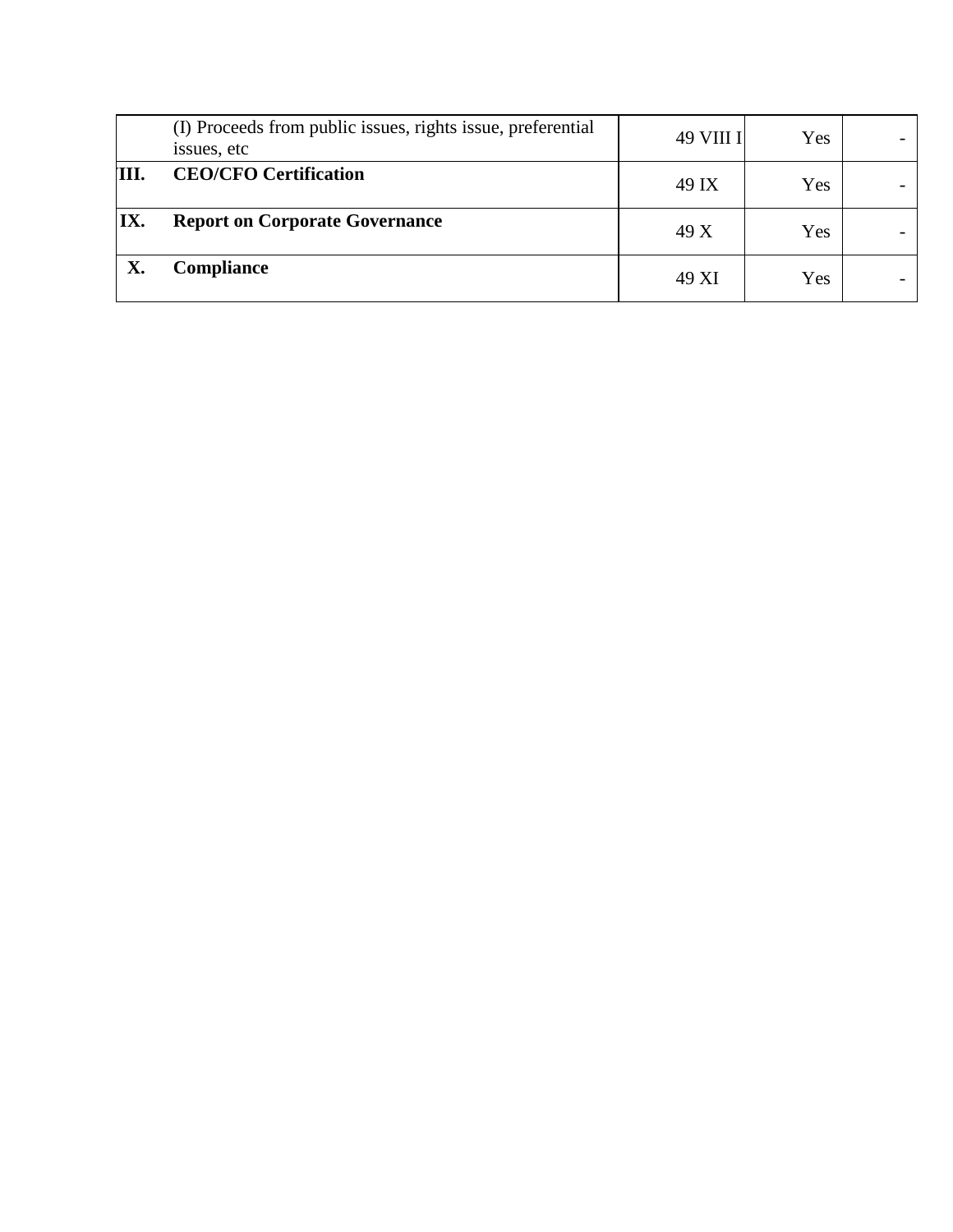| | | | | |
|---|---|---|---|---|
| | (I) Proceeds from public issues, rights issue, preferential issues, etc | 49 VIII I | Yes | - |
| **III.** | **CEO/CFO Certification** | 49 IX | Yes | - |
| **IX.** | **Report on Corporate Governance** | 49 X | Yes | - |
| **X.** | **Compliance** | 49 XI | Yes | - |